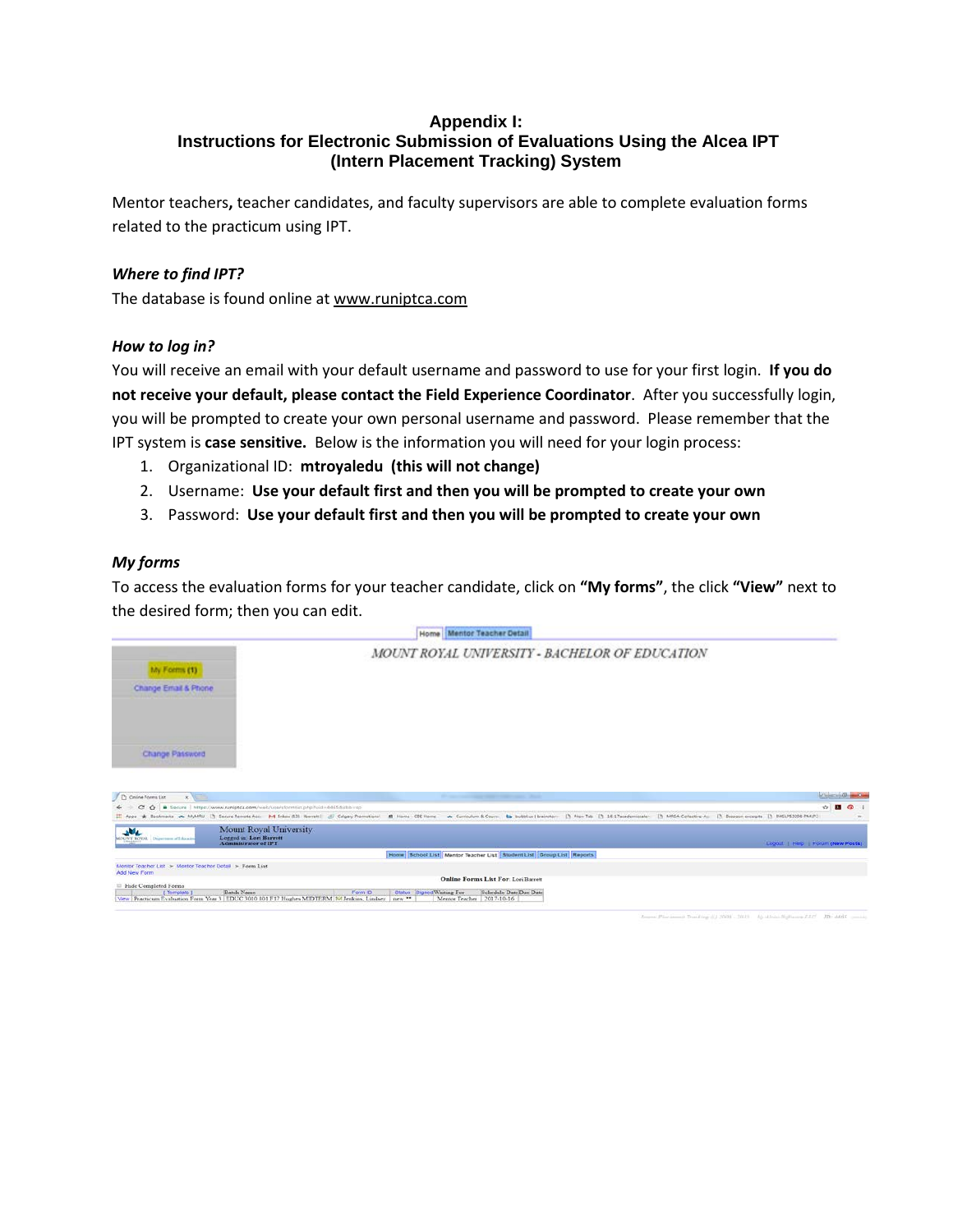# Appendix I:
## Instructions for Electronic Submission of Evaluations Using the Alcea IPT (Intern Placement Tracking) System

Mentor teachers**,** teacher candidates, and faculty supervisors are able to complete evaluation forms related to the practicum using IPT.

### *Where to find IPT?*

The database is found online at www.runiptca.com

### *How to log in?*

You will receive an email with your default username and password to use for your first login. **If you do not receive your default, please contact the Field Experience Coordinator**. After you successfully login, you will be prompted to create your own personal username and password. Please remember that the IPT system is **case sensitive.** Below is the information you will need for your login process:

1. Organizational ID: **mtroyaledu (this will not change)**
2. Username: **Use your default first and then you will be prompted to create your own**
3. Password: **Use your default first and then you will be prompted to create your own**

### *My forms*

To access the evaluation forms for your teacher candidate, click on **"My forms"**, the click **"View"** next to the desired form; then you can edit.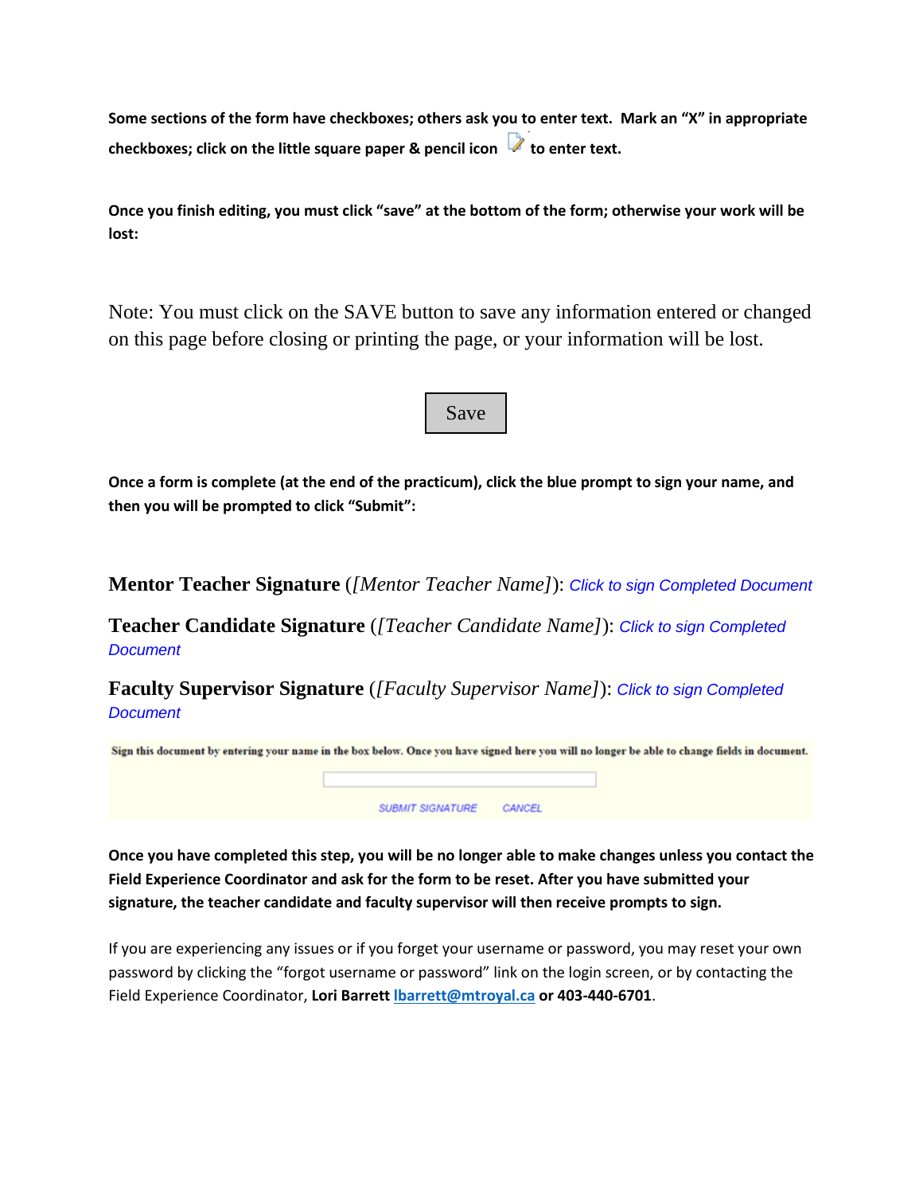**Some sections of the form have checkboxes; others ask you to enter text. Mark an "X" in appropriate checkboxes; click on the little square paper & pencil icon to enter text.**

**Once you finish editing, you must click "save" at the bottom of the form; otherwise your work will be lost:**

Note: You must click on the SAVE button to save any information entered or changed on this page before closing or printing the page, or your information will be lost.

Save

**Once a form is complete (at the end of the practicum), click the blue prompt to sign your name, and then you will be prompted to click "Submit":**

**Mentor Teacher Signature** (*[Mentor Teacher Name]*): *Click to sign Completed Document*

**Teacher Candidate Signature** (*[Teacher Candidate Name]*): *Click to sign Completed Document*

**Faculty Supervisor Signature** (*[Faculty Supervisor Name]*): *Click to sign Completed Document*

**Sign this document by entering your name in the box below. Once you have signed here you will no longer be able to change fields in document.**

SUBMIT SIGNATURE CANCEL

**Once you have completed this step, you will be no longer able to make changes unless you contact the Field Experience Coordinator and ask for the form to be reset. After you have submitted your signature, the teacher candidate and faculty supervisor will then receive prompts to sign.**

If you are experiencing any issues or if you forget your username or password, you may reset your own password by clicking the "forgot username or password" link on the login screen, or by contacting the Field Experience Coordinator, **Lori Barrett** [lbarrett@mtroyal.ca](mailto:lbarrett@mtroyal.ca) **or 403-440-6701**.